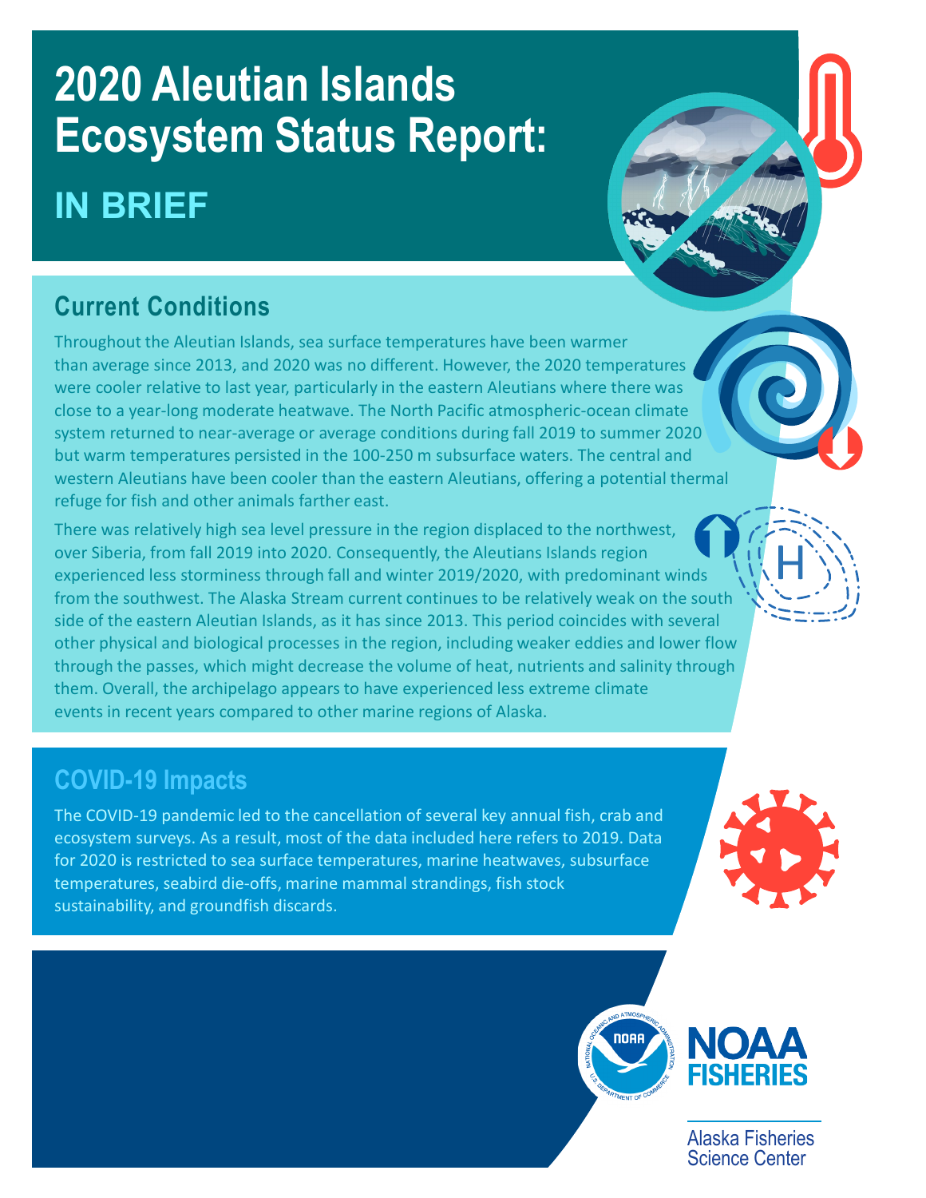# 2020 Aleutian Islands Ecosystem Status Report:

## IN BRIEF

## Current Conditions

Throughout the Aleutian Islands, sea surface temperatures have been warmer than average since 2013, and 2020 was no different. However, the 2020 temperatures were cooler relative to last year, particularly in the eastern Aleutians where there was close to a year-long moderate heatwave. The North Pacific atmospheric-ocean climate system returned to near-average or average conditions during fall 2019 to summer 2020 but warm temperatures persisted in the 100-250 m subsurface waters. The central and western Aleutians have been cooler than the eastern Aleutians, offering a potential thermal refuge for fish and other animals farther east.

There was relatively high sea level pressure in the region displaced to the northwest, over Siberia, from fall 2019 into 2020. Consequently, the Aleutians Islands region experienced less storminess through fall and winter 2019/2020, with predominant winds from the southwest. The Alaska Stream current continues to be relatively weak on the south side of the eastern Aleutian Islands, as it has since 2013. This period coincides with several other physical and biological processes in the region, including weaker eddies and lower flow through the passes, which might decrease the volume of heat, nutrients and salinity through them. Overall, the archipelago appears to have experienced less extreme climate events in recent years compared to other marine regions of Alaska.

## COVID-19 Impacts

The COVID-19 pandemic led to the cancellation of several key annual fish, crab and ecosystem surveys. As a result, most of the data included here refers to 2019. Data for 2020 is restricted to sea surface temperatures, marine heatwaves, subsurface temperatures, seabird die-offs, marine mammal strandings, fish stock sustainability, and groundfish discards.

NOAA FISHERIES

Alaska Fisheries Science Center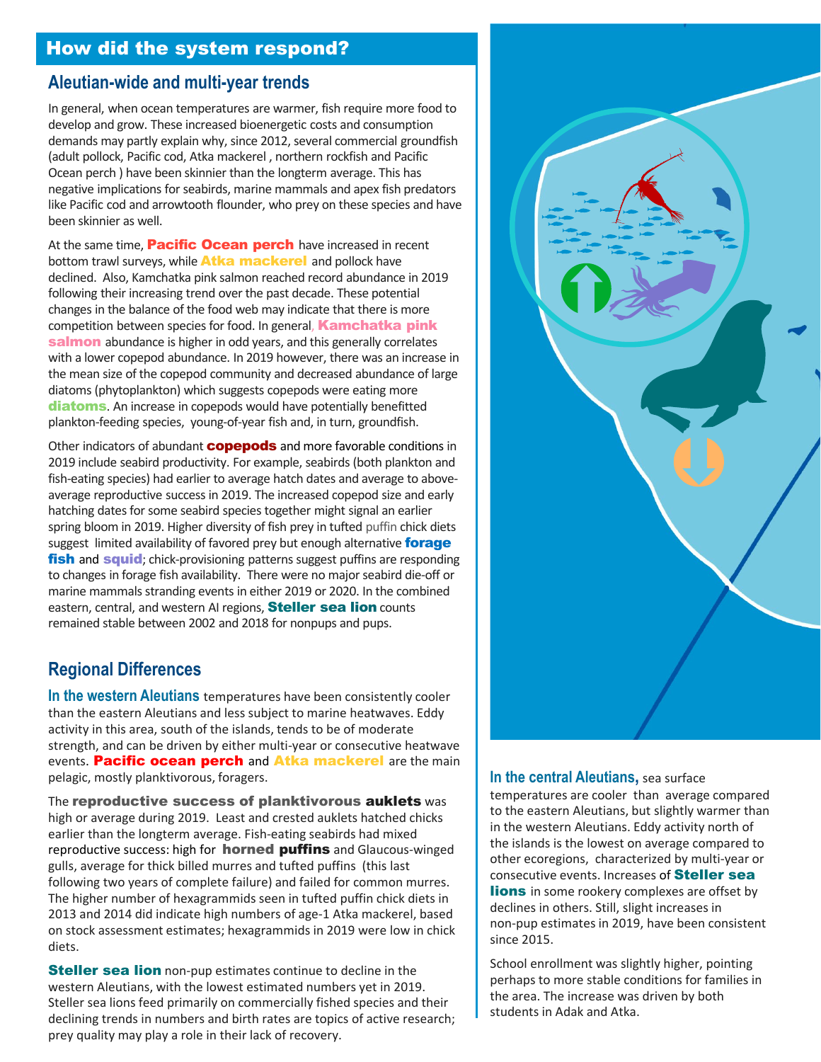## How did the system respond?

### Aleutian-wide and multi-year trends

In general, when ocean temperatures are warmer, fish require more food to develop and grow. These increased bioenergetic costs and consumption demands may partly explain why, since 2012, several commercial groundfish (adult pollock, Pacific cod, Atka mackerel , northern rockfish and Pacific Ocean perch ) have been skinnier than the longterm average. This has negative implications for seabirds, marine mammals and apex fish predators like Pacific cod and arrowtooth flounder, who prey on these species and have been skinnier as well.

At the same time, **Pacific Ocean perch** have increased in recent bottom trawl surveys, while **Atka mackerel** and pollock have declined. Also, Kamchatka pink salmon reached record abundance in 2019 following their increasing trend over the past decade. These potential changes in the balance of the food web may indicate that there is more competition between species for food. In general, **Kamchatka pink salmon** abundance is higher in odd years, and this generally correlates with a lower copepod abundance. In 2019 however, there was an increase in the mean size of the copepod community and decreased abundance of large diatoms (phytoplankton) which suggests copepods were eating more **diatoms**. An increase in copepods would have potentially benefitted plankton-feeding species, young-of-year fish and, in turn, groundfish.

Other indicators of abundant **copepods** and more favorable conditions in 2019 include seabird productivity. For example, seabirds (both plankton and fish-eating species) had earlier to average hatch dates and average to above-average reproductive success in 2019. The increased copepod size and early hatching dates for some seabird species together might signal an earlier spring bloom in 2019. Higher diversity of fish prey in tufted puffin chick diets suggest limited availability of favored prey but enough alternative **forage fish** and **squid**; chick-provisioning patterns suggest puffins are responding to changes in forage fish availability. There were no major seabird die-off or marine mammals stranding events in either 2019 or 2020. In the combined eastern, central, and western AI regions, **Steller sea lion** counts remained stable between 2002 and 2018 for nonpups and pups.

### Regional Differences

**In the western Aleutians** temperatures have been consistently cooler than the eastern Aleutians and less subject to marine heatwaves. Eddy activity in this area, south of the islands, tends to be of moderate strength, and can be driven by either multi-year or consecutive heatwave events. **Pacific ocean perch** and **Atka mackerel** are the main pelagic, mostly planktivorous, foragers.

The **reproductive success of planktivorous auklets** was high or average during 2019. Least and crested auklets hatched chicks earlier than the longterm average. Fish-eating seabirds had mixed reproductive success: high for **horned puffins** and Glaucous-winged gulls, average for thick billed murres and tufted puffins (this last following two years of complete failure) and failed for common murres. The higher number of hexagrammids seen in tufted puffin chick diets in 2013 and 2014 did indicate high numbers of age-1 Atka mackerel, based on stock assessment estimates; hexagrammids in 2019 were low in chick diets.

**Steller sea lion** non-pup estimates continue to decline in the western Aleutians, with the lowest estimated numbers yet in 2019. Steller sea lions feed primarily on commercially fished species and their declining trends in numbers and birth rates are topics of active research; prey quality may play a role in their lack of recovery.

**In the central Aleutians,** sea surface temperatures are cooler than average compared to the eastern Aleutians, but slightly warmer than in the western Aleutians. Eddy activity north of the islands is the lowest on average compared to other ecoregions, characterized by multi-year or consecutive events. Increases of **Steller sea lions** in some rookery complexes are offset by declines in others. Still, slight increases in non-pup estimates in 2019, have been consistent since 2015.

School enrollment was slightly higher, pointing perhaps to more stable conditions for families in the area. The increase was driven by both students in Adak and Atka.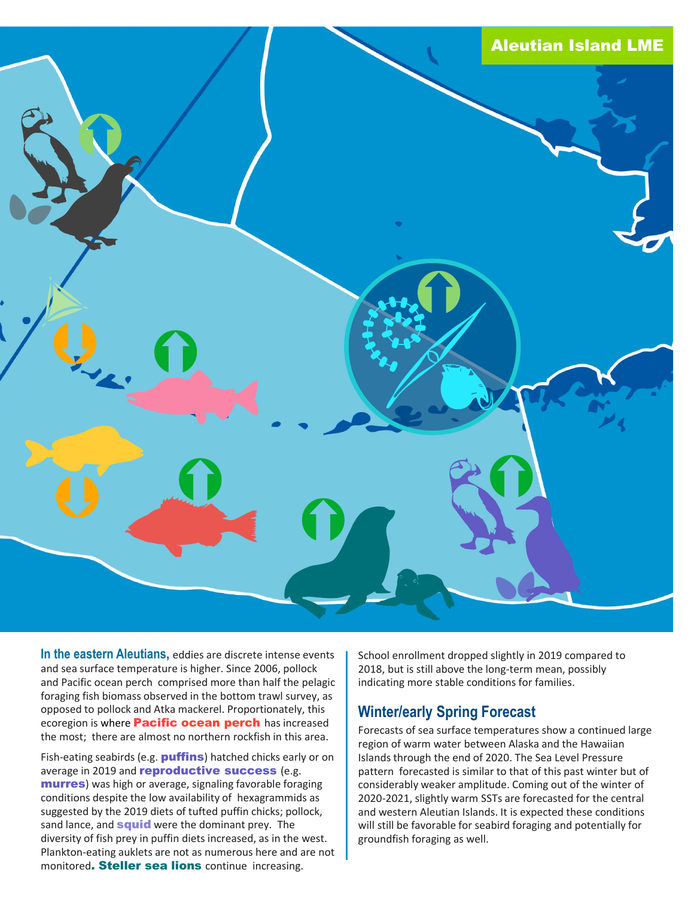## Aleutian Island LME

**In the eastern Aleutians,** eddies are discrete intense events and sea surface temperature is higher. Since 2006, pollock and Pacific ocean perch comprised more than half the pelagic foraging fish biomass observed in the bottom trawl survey, as opposed to pollock and Atka mackerel. Proportionately, this ecoregion is where **Pacific ocean perch** has increased the most; there are almost no northern rockfish in this area.

Fish-eating seabirds (e.g. **puffins**) hatched chicks early or on average in 2019 and **reproductive success** (e.g. **murres**) was high or average, signaling favorable foraging conditions despite the low availability of hexagrammids as suggested by the 2019 diets of tufted puffin chicks; pollock, sand lance, and **squid** were the dominant prey. The diversity of fish prey in puffin diets increased, as in the west. Plankton-eating auklets are not as numerous here and are not monitored**. Steller sea lions** continue increasing.

School enrollment dropped slightly in 2019 compared to 2018, but is still above the long-term mean, possibly indicating more stable conditions for families.

## Winter/early Spring Forecast

Forecasts of sea surface temperatures show a continued large region of warm water between Alaska and the Hawaiian Islands through the end of 2020. The Sea Level Pressure pattern forecasted is similar to that of this past winter but of considerably weaker amplitude. Coming out of the winter of 2020-2021, slightly warm SSTs are forecasted for the central and western Aleutian Islands. It is expected these conditions will still be favorable for seabird foraging and potentially for groundfish foraging as well.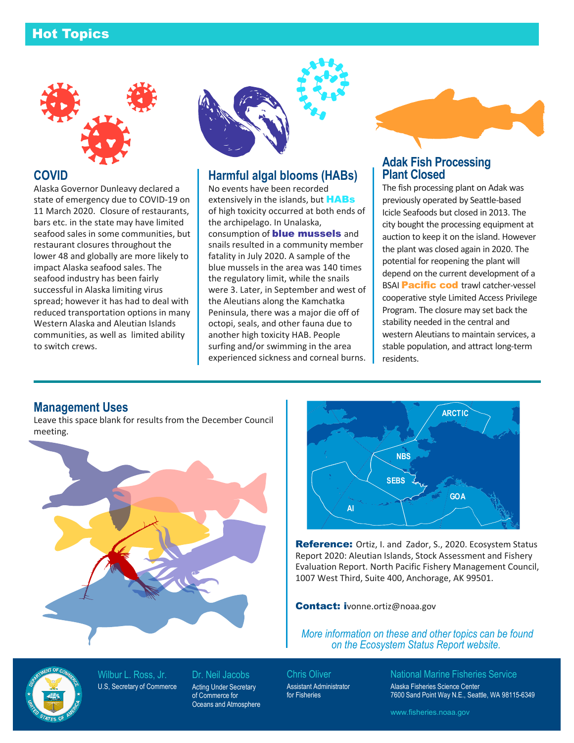# Hot Topics

## COVID

Alaska Governor Dunleavy declared a state of emergency due to COVID-19 on 11 March 2020. Closure of restaurants, bars etc. in the state may have limited seafood sales in some communities, but restaurant closures throughout the lower 48 and globally are more likely to impact Alaska seafood sales. The seafood industry has been fairly successful in Alaska limiting virus spread; however it has had to deal with reduced transportation options in many Western Alaska and Aleutian Islands communities, as well as limited ability to switch crews.

## Harmful algal blooms (HABs)

No events have been recorded extensively in the islands, but **HABs** of high toxicity occurred at both ends of the archipelago. In Unalaska, consumption of **blue mussels** and snails resulted in a community member fatality in July 2020. A sample of the blue mussels in the area was 140 times the regulatory limit, while the snails were 3. Later, in September and west of the Aleutians along the Kamchatka Peninsula, there was a major die off of octopi, seals, and other fauna due to another high toxicity HAB. People surfing and/or swimming in the area experienced sickness and corneal burns.

## Adak Fish Processing Plant Closed

The fish processing plant on Adak was previously operated by Seattle-based Icicle Seafoods but closed in 2013. The city bought the processing equipment at auction to keep it on the island. However the plant was closed again in 2020. The potential for reopening the plant will depend on the current development of a BSAI **Pacific cod** trawl catcher-vessel cooperative style Limited Access Privilege Program. The closure may set back the stability needed in the central and western Aleutians to maintain services, a stable population, and attract long-term residents.

## Management Uses

Leave this space blank for results from the December Council meeting.

ARCTIC

NBS

SEBS

GOA

AI

**Reference:** Ortiz, I. and Zador, S., 2020. Ecosystem Status Report 2020: Aleutian Islands, Stock Assessment and Fishery Evaluation Report. North Pacific Fishery Management Council, 1007 West Third, Suite 400, Anchorage, AK 99501.

**Contact:** ivonne.ortiz@noaa.gov

*More information on these and other topics can be found on the Ecosystem Status Report website.*

Wilbur L. Ross, Jr.
U.S, Secretary of Commerce

Dr. Neil Jacobs
Acting Under Secretary of Commerce for Oceans and Atmosphere

Chris Oliver
Assistant Administrator for Fisheries

National Marine Fisheries Service
Alaska Fisheries Science Center
7600 Sand Point Way N.E., Seattle, WA 98115-6349

www.fisheries.noaa.gov